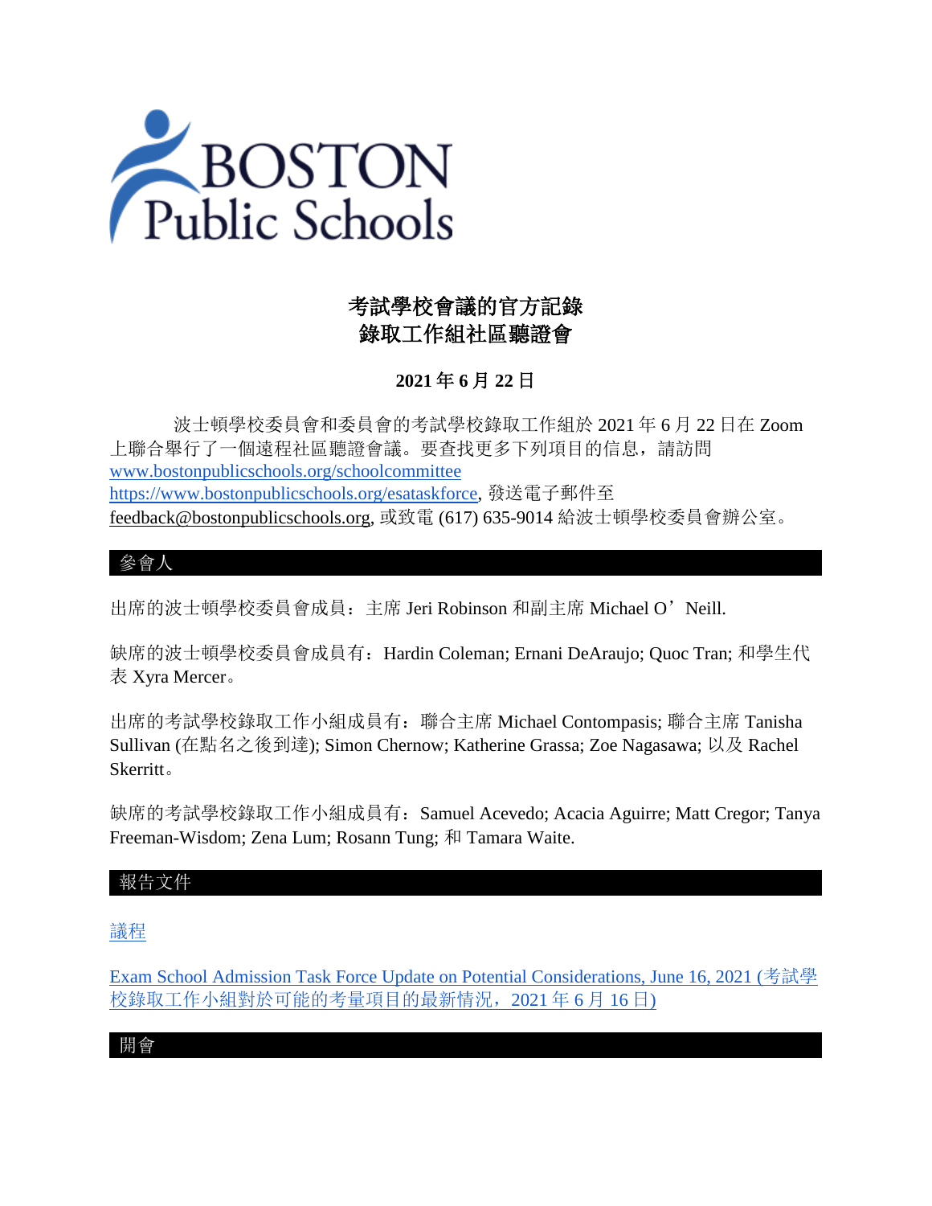BOSTON Public Schools

# 考試學校會議的官方記錄
# 錄取工作組社區聽證會

## 2021 年 6 月 22 日

波士頓學校委員會和委員會的考試學校錄取工作組於 2021 年 6 月 22 日在 Zoom 上聯合舉行了一個遠程社區聽證會議。要查找更多下列項目的信息，請訪問 www.bostonpublicschools.org/schoolcommittee https://www.bostonpublicschools.org/esataskforce, 發送電子郵件至 feedback@bostonpublicschools.org, 或致電 (617) 635-9014 給波士頓學校委員會辦公室。

## 參會人

出席的波士頓學校委員會成員：主席 Jeri Robinson 和副主席 Michael O'Neill.

缺席的波士頓學校委員會成員有：Hardin Coleman; Ernani DeAraujo; Quoc Tran; 和學生代表 Xyra Mercer。

出席的考試學校錄取工作小組成員有：聯合主席 Michael Contompasis; 聯合主席 Tanisha Sullivan (在點名之後到達); Simon Chernow; Katherine Grassa; Zoe Nagasawa; 以及 Rachel Skerritt。

缺席的考試學校錄取工作小組成員有：Samuel Acevedo; Acacia Aguirre; Matt Cregor; Tanya Freeman-Wisdom; Zena Lum; Rosann Tung; 和 Tamara Waite.

## 報告文件

議程

Exam School Admission Task Force Update on Potential Considerations, June 16, 2021 (考試學校錄取工作小組對於可能的考量項目的最新情況，2021 年 6 月 16 日)

## 開會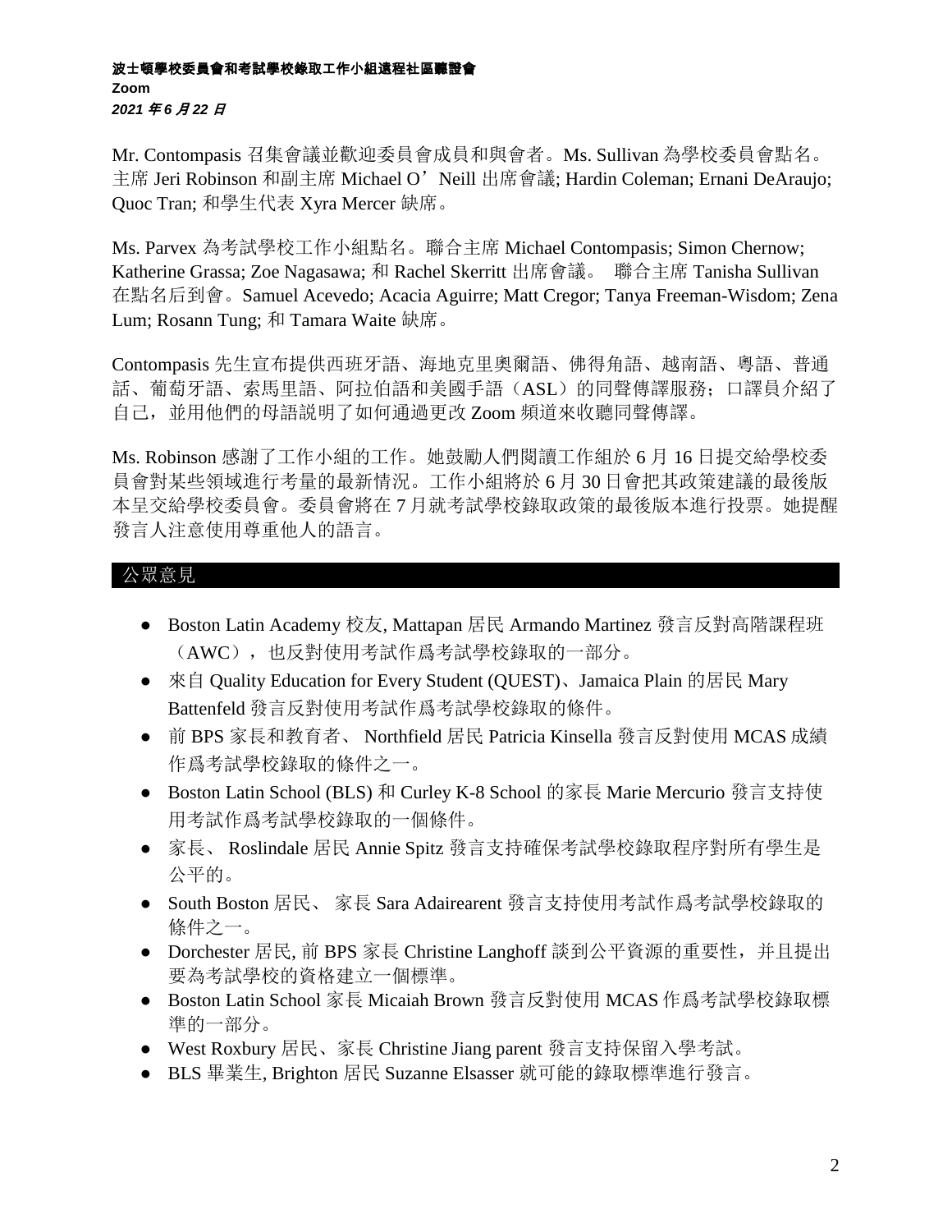**波士頓學校委員會和考試學校錄取工作小組遠程社區聽證會**
**Zoom**
***2021 年 6 月 22 日***

Mr. Contompasis 召集會議並歡迎委員會成員和與會者。Ms. Sullivan 為學校委員會點名。主席 Jeri Robinson 和副主席 Michael O'Neill 出席會議; Hardin Coleman; Ernani DeAraujo; Quoc Tran; 和學生代表 Xyra Mercer 缺席。

Ms. Parvex 為考試學校工作小組點名。聯合主席 Michael Contompasis; Simon Chernow; Katherine Grassa; Zoe Nagasawa; 和 Rachel Skerritt 出席會議。 聯合主席 Tanisha Sullivan 在點名后到會。Samuel Acevedo; Acacia Aguirre; Matt Cregor; Tanya Freeman-Wisdom; Zena Lum; Rosann Tung; 和 Tamara Waite 缺席。

Contompasis 先生宣布提供西班牙語、海地克里奧爾語、佛得角語、越南語、粵語、普通話、葡萄牙語、索馬里語、阿拉伯語和美國手語（ASL）的同聲傳譯服務；口譯員介紹了自己，並用他們的母語説明了如何通過更改 Zoom 頻道來收聽同聲傳譯。

Ms. Robinson 感謝了工作小組的工作。她鼓勵人們閱讀工作組於 6 月 16 日提交給學校委員會對某些領域進行考量的最新情況。工作小組將於 6 月 30 日會把其政策建議的最後版本呈交給學校委員會。委員會將在 7 月就考試學校錄取政策的最後版本進行投票。她提醒發言人注意使用尊重他人的語言。

## 公眾意見

- Boston Latin Academy 校友, Mattapan 居民 Armando Martinez 發言反對高階課程班（AWC），也反對使用考試作爲考試學校錄取的一部分。
- 來自 Quality Education for Every Student (QUEST)、Jamaica Plain 的居民 Mary Battenfeld 發言反對使用考試作爲考試學校錄取的條件。
- 前 BPS 家長和教育者、 Northfield 居民 Patricia Kinsella 發言反對使用 MCAS 成績作爲考試學校錄取的條件之一。
- Boston Latin School (BLS) 和 Curley K-8 School 的家長 Marie Mercurio 發言支持使用考試作爲考試學校錄取的一個條件。
- 家長、 Roslindale 居民 Annie Spitz 發言支持確保考試學校錄取程序對所有學生是公平的。
- South Boston 居民、 家長 Sara Adairearent 發言支持使用考試作爲考試學校錄取的條件之一。
- Dorchester 居民, 前 BPS 家長 Christine Langhoff 談到公平資源的重要性，并且提出要為考試學校的資格建立一個標準。
- Boston Latin School 家長 Micaiah Brown 發言反對使用 MCAS 作爲考試學校錄取標準的一部分。
- West Roxbury 居民、家長 Christine Jiang parent 發言支持保留入學考試。
- BLS 畢業生, Brighton 居民 Suzanne Elsasser 就可能的錄取標準進行發言。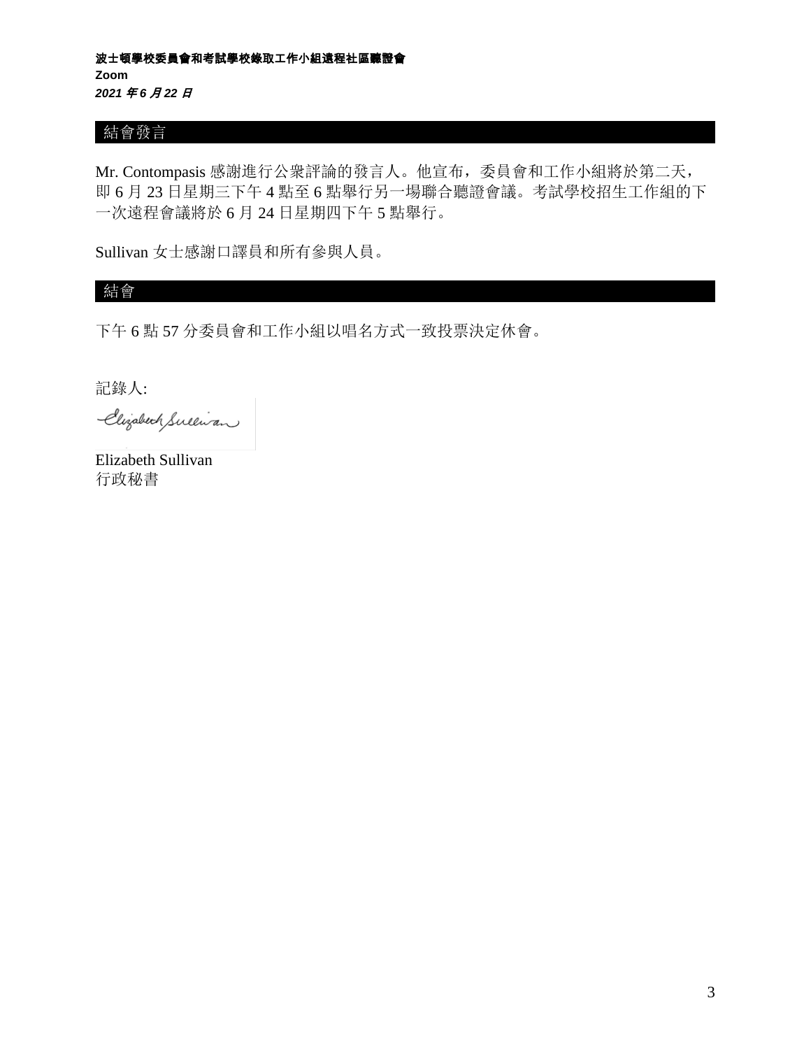## 結會發言

Mr. Contompasis 感謝進行公衆評論的發言人。他宣布，委員會和工作小組將於第二天，即 6 月 23 日星期三下午 4 點至 6 點舉行另一場聯合聽證會議。考試學校招生工作組的下一次遠程會議將於 6 月 24 日星期四下午 5 點舉行。

Sullivan 女士感謝口譯員和所有參與人員。

## 結會

下午 6 點 57 分委員會和工作小組以唱名方式一致投票決定休會。

記錄人:

Elizabeth Sullivan
行政秘書